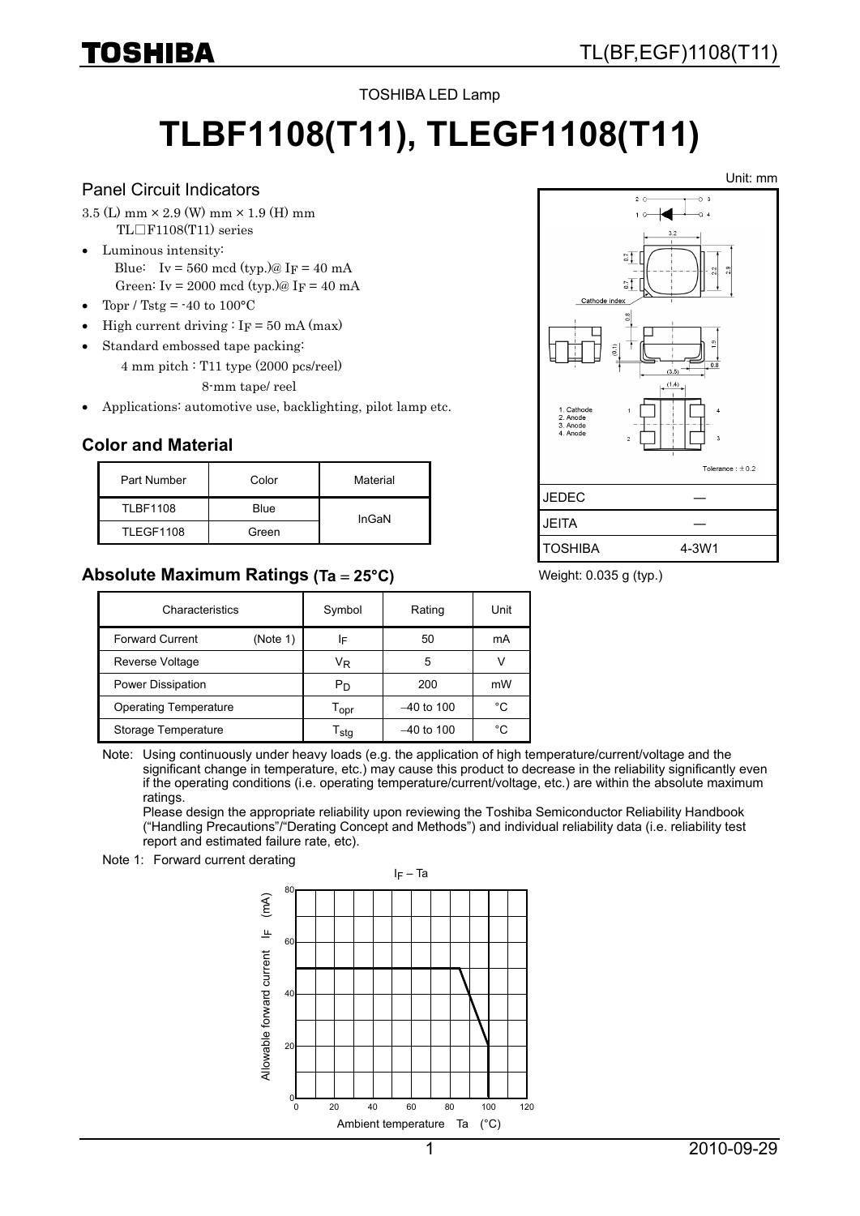TOSHIBA LED Lamp

# TLBF1108(T11), TLEGF1108(T11)

## Panel Circuit Indicators

3.5 (L) mm × 2.9 (W) mm × 1.9 (H) mm
TL□F1108(T11) series

- Luminous intensity:
  Blue: Iv = 560 mcd (typ.)@ $I_F$ = 40 mA
  Green: Iv = 2000 mcd (typ.)@ $I_F$ = 40 mA
- Topr / Tstg = -40 to 100°C
- High current driving : $I_F$ = 50 mA (max)
- Standard embossed tape packing:
  4 mm pitch : T11 type (2000 pcs/reel)
  8-mm tape/ reel
- Applications: automotive use, backlighting, pilot lamp etc.

Unit: mm

1. Cathode
2. Anode
3. Anode
4. Anode

Tolerance : ±0.2

| JEDEC | ― |
|---|---|
| JEITA | ― |
| TOSHIBA | 4-3W1 |

Weight: 0.035 g (typ.)

## Color and Material

| Part Number | Color | Material |
|---|---|---|
| TLBF1108 | Blue | InGaN |
| TLEGF1108 | Green | |

## Absolute Maximum Ratings (Ta = 25°C)

| Characteristics | Symbol | Rating | Unit |
|---|---|---|---|
| Forward Current (Note 1) | $I_F$ | 50 | mA |
| Reverse Voltage | $V_R$ | 5 | V |
| Power Dissipation | $P_D$ | 200 | mW |
| Operating Temperature | $T_{opr}$ | –40 to 100 | °C |
| Storage Temperature | $T_{stg}$ | –40 to 100 | °C |

Note: Using continuously under heavy loads (e.g. the application of high temperature/current/voltage and the significant change in temperature, etc.) may cause this product to decrease in the reliability significantly even if the operating conditions (i.e. operating temperature/current/voltage, etc.) are within the absolute maximum ratings.
Please design the appropriate reliability upon reviewing the Toshiba Semiconductor Reliability Handbook ("Handling Precautions"/"Derating Concept and Methods") and individual reliability data (i.e. reliability test report and estimated failure rate, etc).

Note 1: Forward current derating

$I_F$ – Ta

Allowable forward current $I_F$ (mA)

Ambient temperature Ta (°C)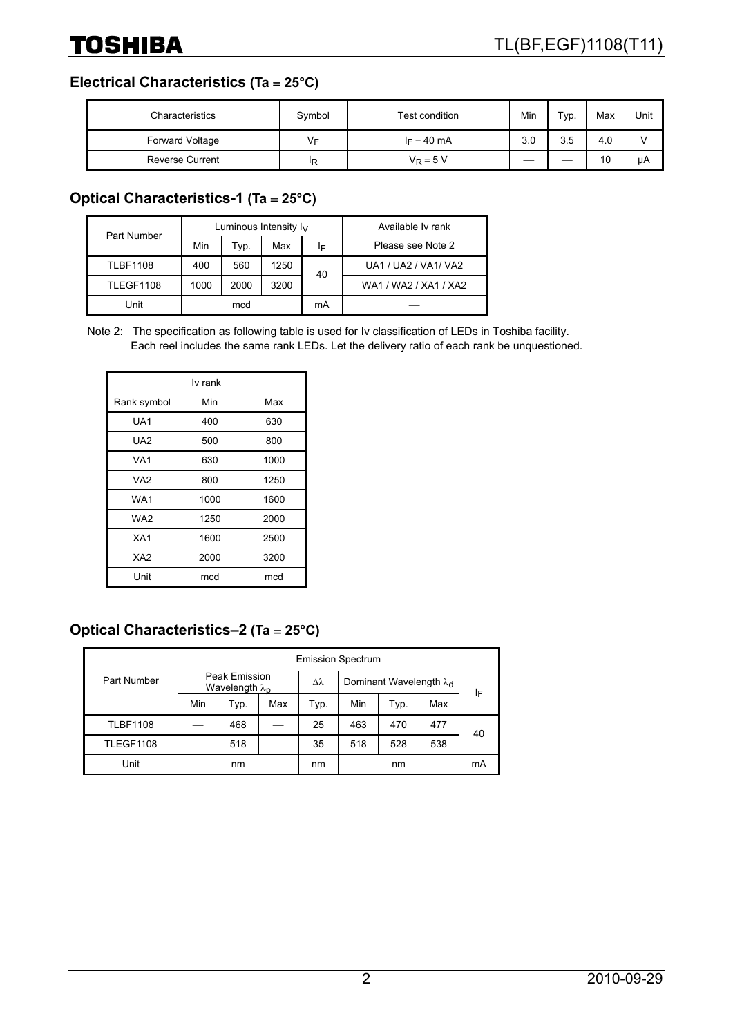## Electrical Characteristics (Ta = 25°C)

| Characteristics | Symbol | Test condition | Min | Typ. | Max | Unit |
|---|---|---|---|---|---|---|
| Forward Voltage | $V_F$ | $I_F$ = 40 mA | 3.0 | 3.5 | 4.0 | V |
| Reverse Current | $I_R$ | $V_R$ = 5 V | — | — | 10 | μA |

## Optical Characteristics-1 (Ta = 25°C)

| Part Number | Luminous Intensity $I_V$ | | | | Available Iv rank |
|---|---|---|---|---|---|
| | Min | Typ. | Max | $I_F$ | Please see Note 2 |
| TLBF1108 | 400 | 560 | 1250 | 40 | UA1 / UA2 / VA1/ VA2 |
| TLEGF1108 | 1000 | 2000 | 3200 | | WA1 / WA2 / XA1 / XA2 |
| Unit | mcd | | | mA | — |

Note 2: The specification as following table is used for Iv classification of LEDs in Toshiba facility.
Each reel includes the same rank LEDs. Let the delivery ratio of each rank be unquestioned.

| Iv rank | | |
|---|---|---|
| Rank symbol | Min | Max |
| UA1 | 400 | 630 |
| UA2 | 500 | 800 |
| VA1 | 630 | 1000 |
| VA2 | 800 | 1250 |
| WA1 | 1000 | 1600 |
| WA2 | 1250 | 2000 |
| XA1 | 1600 | 2500 |
| XA2 | 2000 | 3200 |
| Unit | mcd | mcd |

## Optical Characteristics–2 (Ta = 25°C)

| Part Number | Emission Spectrum | | | | | | | |
|---|---|---|---|---|---|---|---|---|
| | Peak Emission Wavelength $\lambda_p$ | | | $\Delta\lambda$ | Dominant Wavelength $\lambda_d$ | | | $I_F$ |
| | Min | Typ. | Max | Typ. | Min | Typ. | Max | |
| TLBF1108 | — | 468 | — | 25 | 463 | 470 | 477 | 40 |
| TLEGF1108 | — | 518 | — | 35 | 518 | 528 | 538 | |
| Unit | nm | | | nm | nm | | | mA |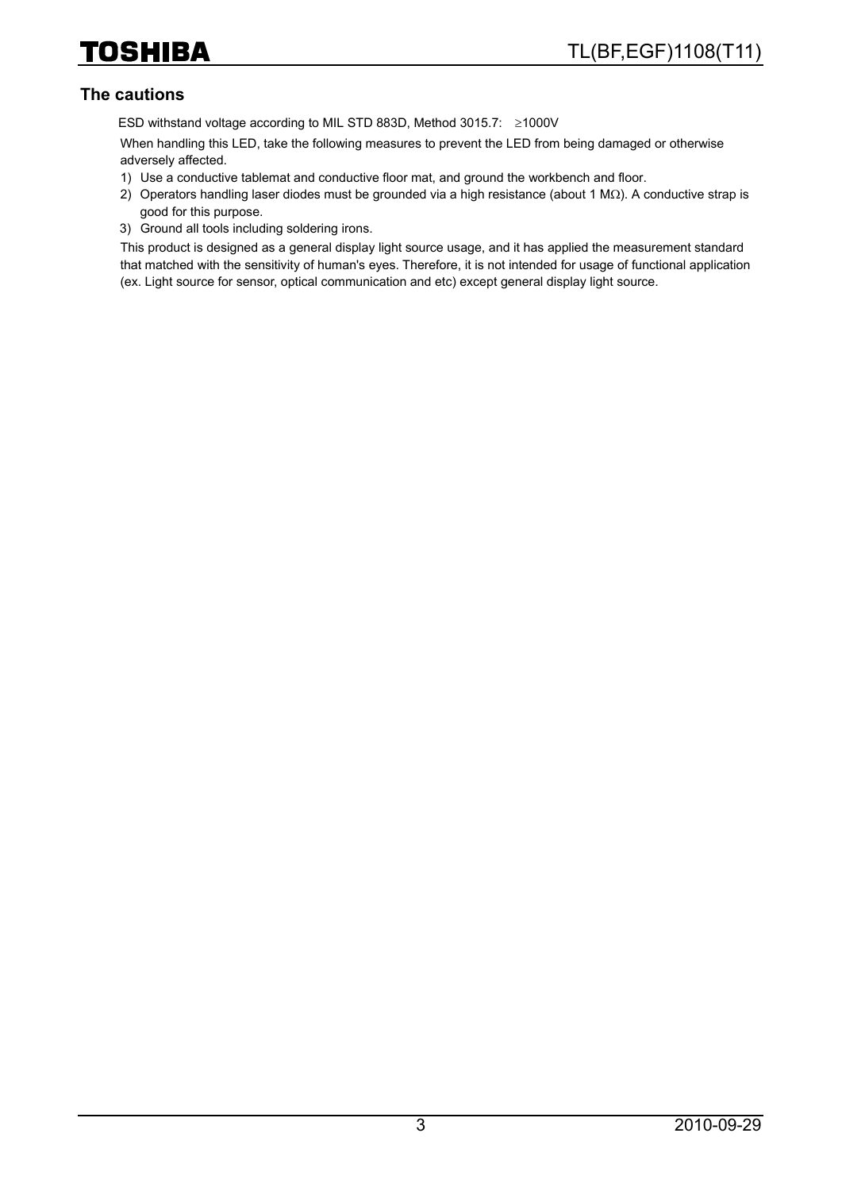## The cautions

ESD withstand voltage according to MIL STD 883D, Method 3015.7: ≥1000V

When handling this LED, take the following measures to prevent the LED from being damaged or otherwise adversely affected.

1) Use a conductive tablemat and conductive floor mat, and ground the workbench and floor.
2) Operators handling laser diodes must be grounded via a high resistance (about 1 MΩ). A conductive strap is good for this purpose.
3) Ground all tools including soldering irons.

This product is designed as a general display light source usage, and it has applied the measurement standard that matched with the sensitivity of human's eyes. Therefore, it is not intended for usage of functional application (ex. Light source for sensor, optical communication and etc) except general display light source.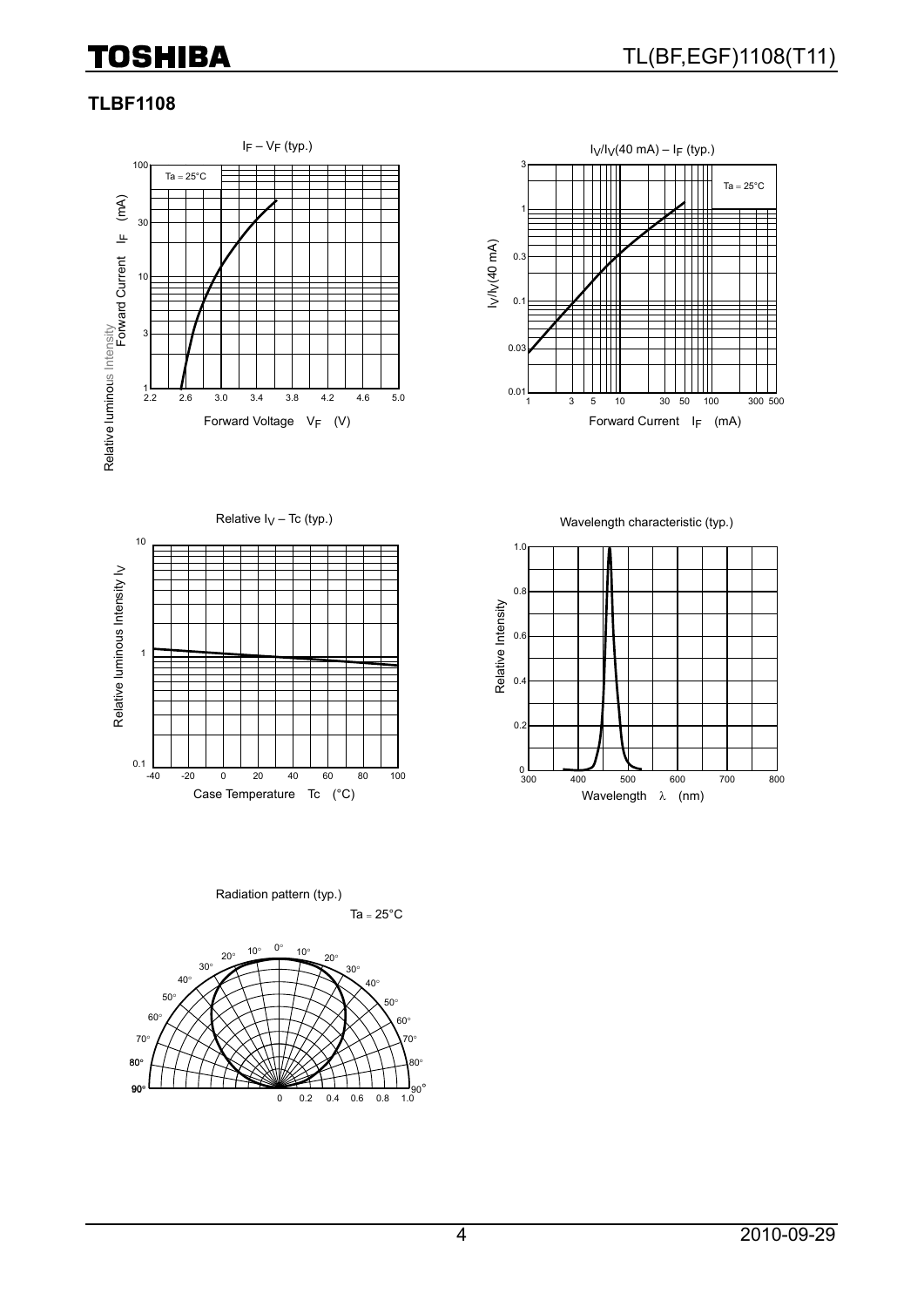## TLBF1108

$I_F$ – $V_F$ (typ.)

Ta = 25°C

Forward Current $I_F$ (mA)

Forward Voltage $V_F$ (V)

$I_V/I_V$(40 mA) – $I_F$ (typ.)

Ta = 25°C

$I_V/I_V$(40 mA)

Forward Current $I_F$ (mA)

Relative $I_V$ – Tc (typ.)

Relative luminous Intensity $I_V$

Case Temperature Tc (°C)

Wavelength characteristic (typ.)

Relative Intensity

Wavelength λ (nm)

Radiation pattern (typ.)

Ta = 25°C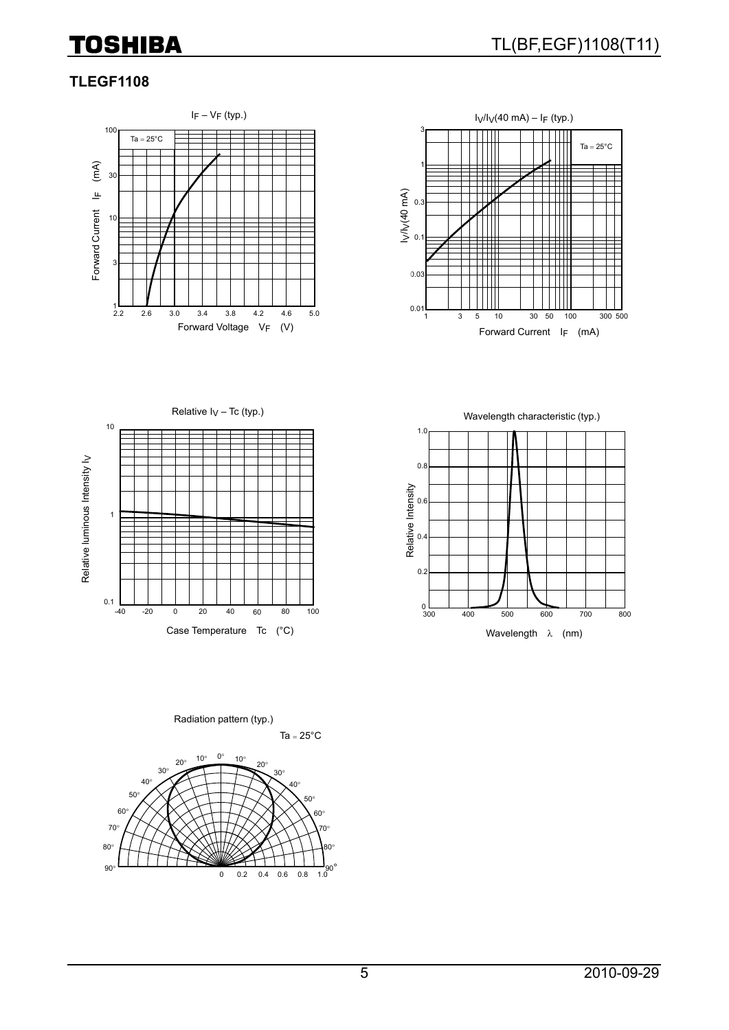## TLEGF1108

$I_F$ – $V_F$ (typ.)

Ta = 25°C

Forward Current $I_F$ (mA)

Forward Voltage $V_F$ (V)

$I_V/I_V$(40 mA) – $I_F$ (typ.)

Ta = 25°C

$I_V/I_V$(40 mA)

Forward Current $I_F$ (mA)

Relative $I_V$ – Tc (typ.)

Relative luminous Intensity $I_V$

Case Temperature Tc (°C)

Wavelength characteristic (typ.)

Relative Intensity

Wavelength λ (nm)

Radiation pattern (typ.)

Ta = 25°C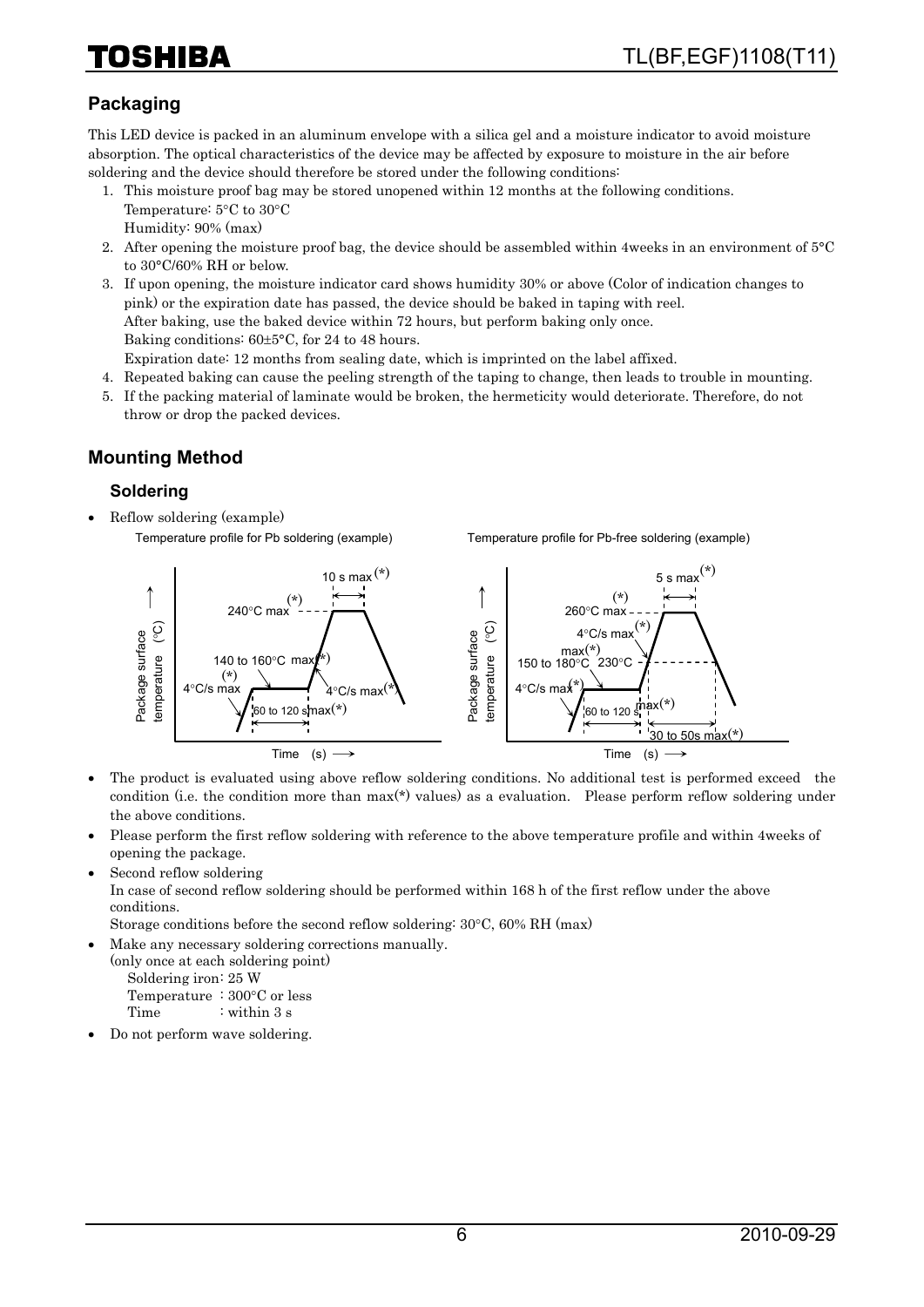## Packaging

This LED device is packed in an aluminum envelope with a silica gel and a moisture indicator to avoid moisture absorption. The optical characteristics of the device may be affected by exposure to moisture in the air before soldering and the device should therefore be stored under the following conditions:

1. This moisture proof bag may be stored unopened within 12 months at the following conditions.
   Temperature: 5°C to 30°C
   Humidity: 90% (max)
2. After opening the moisture proof bag, the device should be assembled within 4weeks in an environment of 5°C to 30°C/60% RH or below.
3. If upon opening, the moisture indicator card shows humidity 30% or above (Color of indication changes to pink) or the expiration date has passed, the device should be baked in taping with reel.
   After baking, use the baked device within 72 hours, but perform baking only once.
   Baking conditions: 60±5°C, for 24 to 48 hours.
   Expiration date: 12 months from sealing date, which is imprinted on the label affixed.
4. Repeated baking can cause the peeling strength of the taping to change, then leads to trouble in mounting.
5. If the packing material of laminate would be broken, the hermeticity would deteriorate. Therefore, do not throw or drop the packed devices.

## Mounting Method

### Soldering

- Reflow soldering (example)

Temperature profile for Pb soldering (example)

Package surface temperature (°C) / Time (s): 4°C/s max(*); 140 to 160°C max(*); 60 to 120 s max(*); 240°C max(*); 10 s max(*); 4°C/s max(*)

Temperature profile for Pb-free soldering (example)

Package surface temperature (°C) / Time (s): 4°C/s max(*); 150 to 180°C max(*); 60 to 120 s max(*); 4°C/s max(*); 230°C; 260°C max(*); 5 s max(*); 30 to 50s max(*)

- The product is evaluated using above reflow soldering conditions. No additional test is performed exceed the condition (i.e. the condition more than max(*) values) as a evaluation. Please perform reflow soldering under the above conditions.
- Please perform the first reflow soldering with reference to the above temperature profile and within 4weeks of opening the package.
- Second reflow soldering
  In case of second reflow soldering should be performed within 168 h of the first reflow under the above conditions.
  Storage conditions before the second reflow soldering: 30°C, 60% RH (max)
- Make any necessary soldering corrections manually.
  (only once at each soldering point)
  Soldering iron: 25 W
  Temperature : 300°C or less
  Time : within 3 s
- Do not perform wave soldering.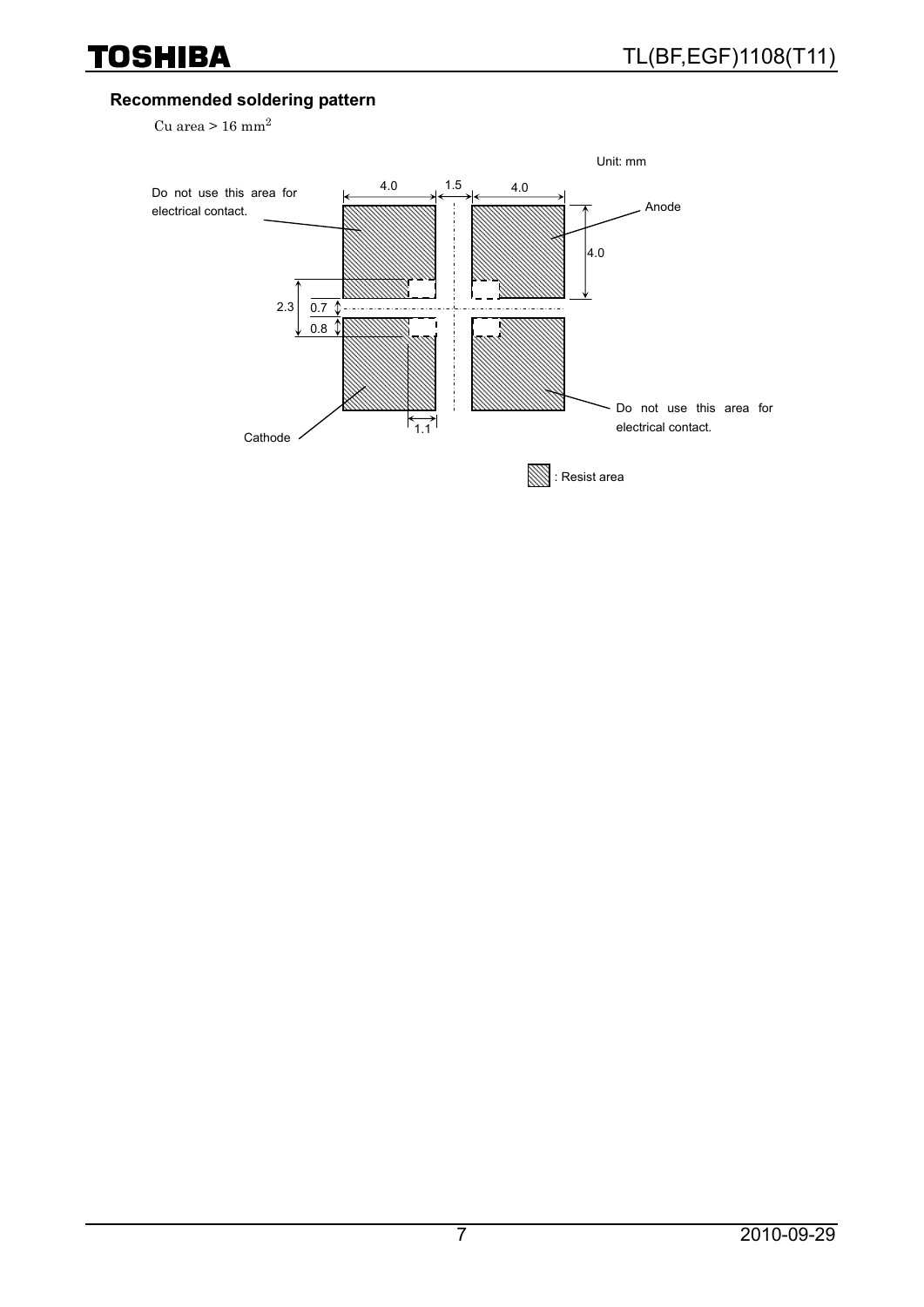## Recommended soldering pattern

Cu area > 16 $mm^2$

Unit: mm

Do not use this area for electrical contact.

4.0 1.5 4.0

Anode

4.0

2.3 0.7 0.8

1.1

Cathode

Do not use this area for electrical contact.

: Resist area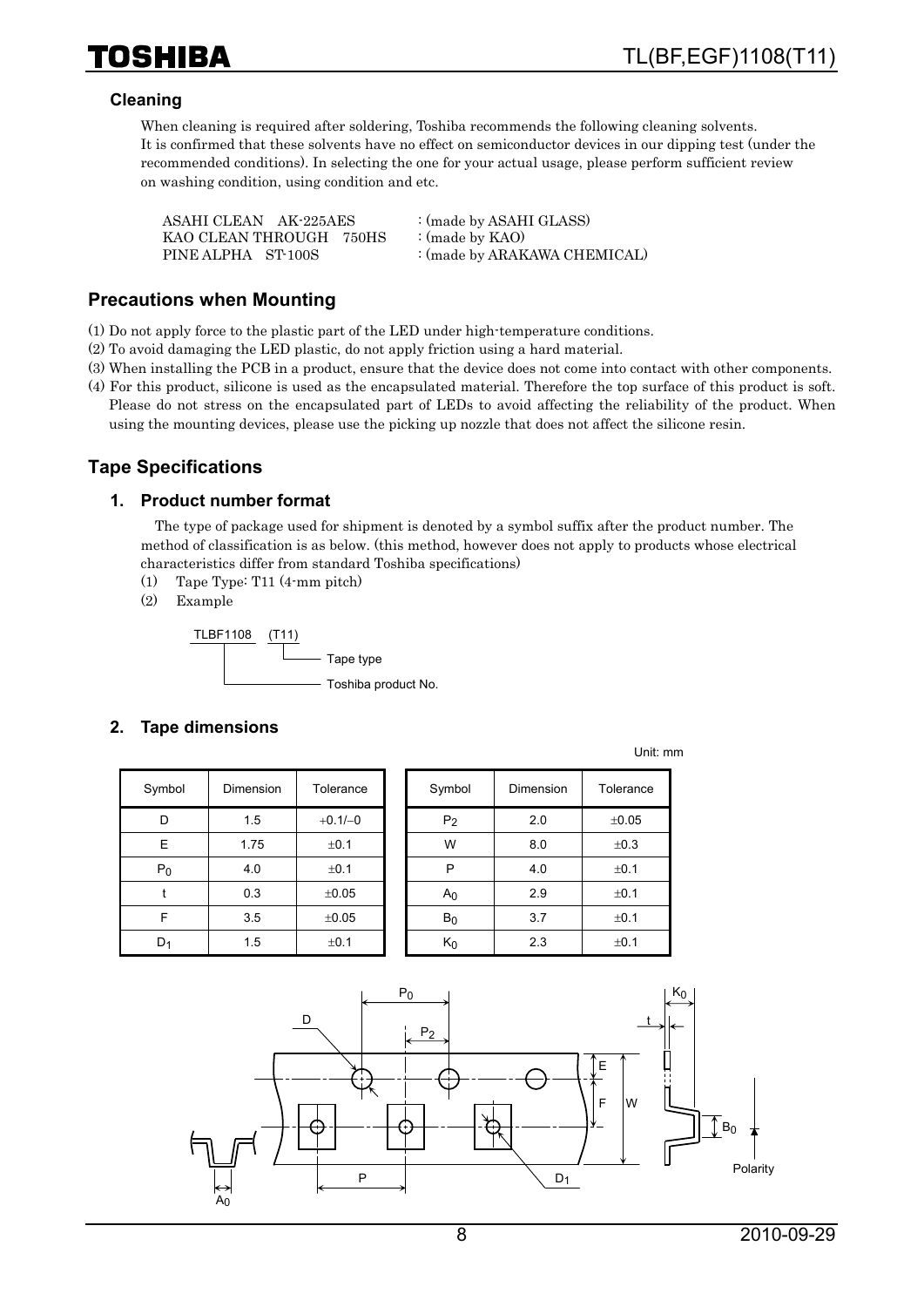### Cleaning

When cleaning is required after soldering, Toshiba recommends the following cleaning solvents.
It is confirmed that these solvents have no effect on semiconductor devices in our dipping test (under the recommended conditions). In selecting the one for your actual usage, please perform sufficient review on washing condition, using condition and etc.

| | |
|---|---|
| ASAHI CLEAN AK-225AES | : (made by ASAHI GLASS) |
| KAO CLEAN THROUGH 750HS | : (made by KAO) |
| PINE ALPHA ST-100S | : (made by ARAKAWA CHEMICAL) |

## Precautions when Mounting

(1) Do not apply force to the plastic part of the LED under high-temperature conditions.
(2) To avoid damaging the LED plastic, do not apply friction using a hard material.
(3) When installing the PCB in a product, ensure that the device does not come into contact with other components.
(4) For this product, silicone is used as the encapsulated material. Therefore the top surface of this product is soft. Please do not stress on the encapsulated part of LEDs to avoid affecting the reliability of the product. When using the mounting devices, please use the picking up nozzle that does not affect the silicone resin.

## Tape Specifications

### 1. Product number format

The type of package used for shipment is denoted by a symbol suffix after the product number. The method of classification is as below. (this method, however does not apply to products whose electrical characteristics differ from standard Toshiba specifications)

(1) Tape Type: T11 (4-mm pitch)
(2) Example

TLBF1108 (T11)
- (T11): Tape type
- TLBF1108: Toshiba product No.

### 2. Tape dimensions

Unit: mm

| Symbol | Dimension | Tolerance |
|---|---|---|
| D | 1.5 | +0.1/−0 |
| E | 1.75 | ±0.1 |
| $P_0$ | 4.0 | ±0.1 |
| t | 0.3 | ±0.05 |
| F | 3.5 | ±0.05 |
| $D_1$ | 1.5 | ±0.1 |

| Symbol | Dimension | Tolerance |
|---|---|---|
| $P_2$ | 2.0 | ±0.05 |
| W | 8.0 | ±0.3 |
| P | 4.0 | ±0.1 |
| $A_0$ | 2.9 | ±0.1 |
| $B_0$ | 3.7 | ±0.1 |
| $K_0$ | 2.3 | ±0.1 |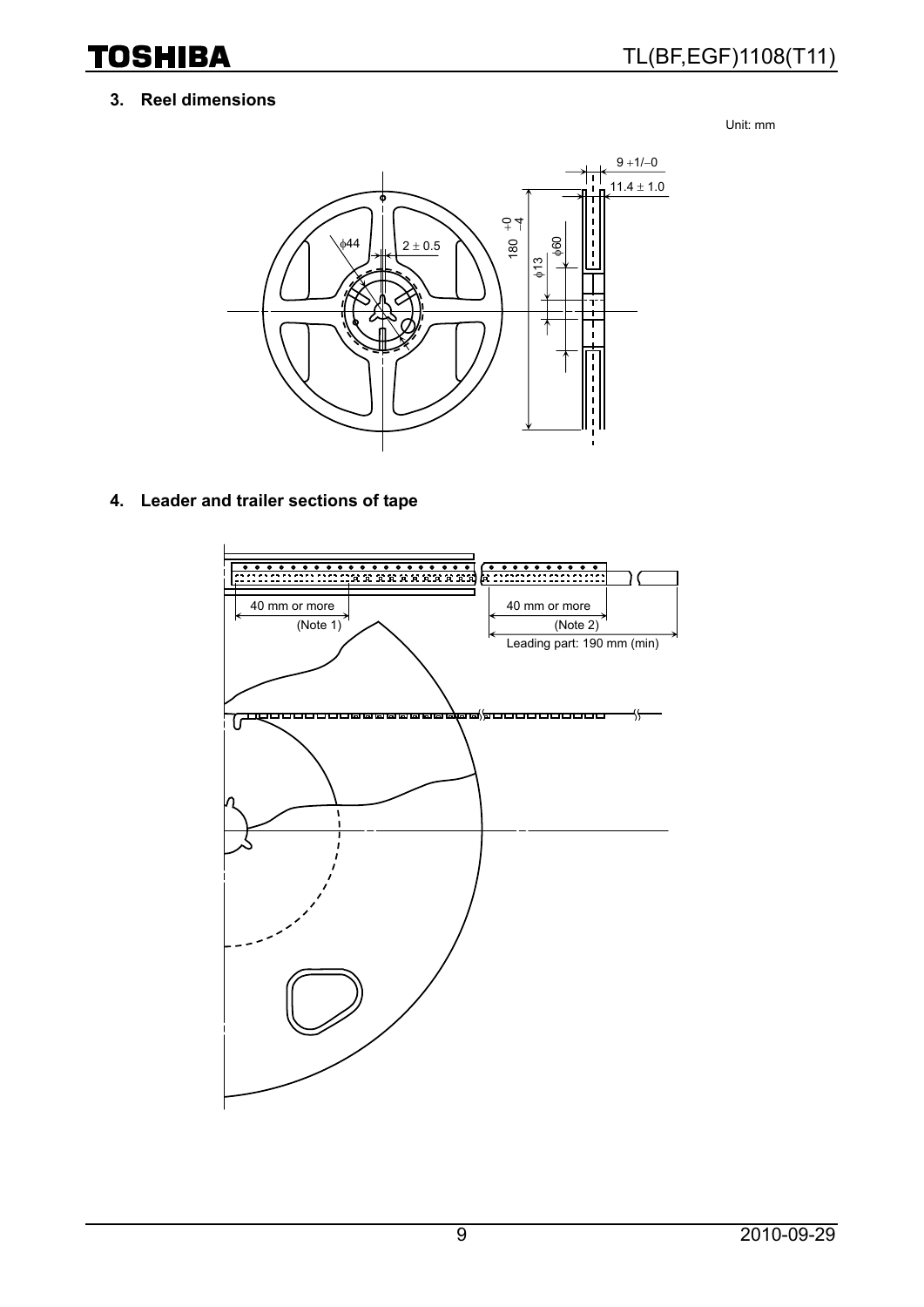## 3. Reel dimensions

Unit: mm

9 +1/−0

11.4 ± 1.0

180 +0/−4

ϕ60

ϕ13

ϕ44

2 ± 0.5

## 4. Leader and trailer sections of tape

40 mm or more
(Note 1)

40 mm or more
(Note 2)

Leading part: 190 mm (min)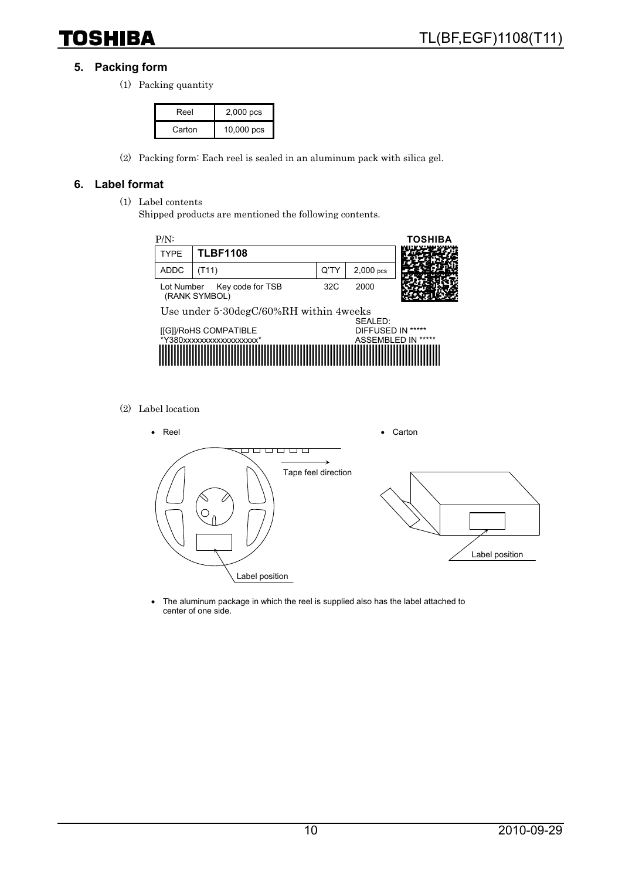## 5. Packing form

(1) Packing quantity

| Reel | 2,000 pcs |
|---|---|
| Carton | 10,000 pcs |

(2) Packing form: Each reel is sealed in an aluminum pack with silica gel.

## 6. Label format

(1) Label contents
Shipped products are mentioned the following contents.

P/N: TOSHIBA

| TYPE | TLBF1108 | | |
|---|---|---|---|
| ADDC | (T11) | Q'TY | 2,000 pcs |

Lot Number Key code for TSB 32C 2000
(RANK SYMBOL)

Use under 5-30degC/60%RH within 4weeks

[[G]]/RoHS COMPATIBLE
*Y380xxxxxxxxxxxxxxxxxx*

SEALED:
DIFFUSED IN *****
ASSEMBLED IN *****

(2) Label location

- Reel
- Carton

Tape feel direction

Label position

Label position

- The aluminum package in which the reel is supplied also has the label attached to center of one side.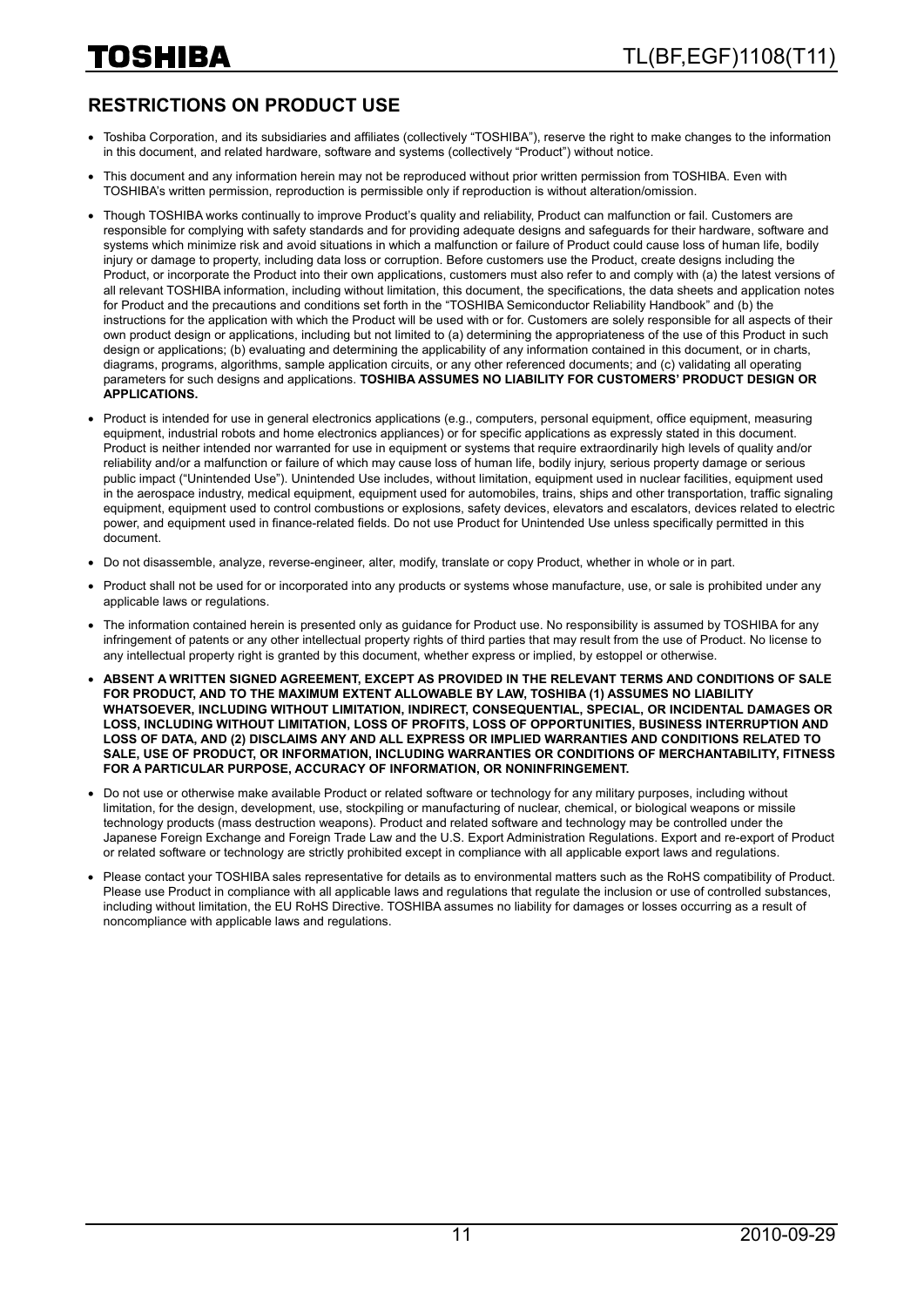## RESTRICTIONS ON PRODUCT USE

- Toshiba Corporation, and its subsidiaries and affiliates (collectively "TOSHIBA"), reserve the right to make changes to the information in this document, and related hardware, software and systems (collectively "Product") without notice.

- This document and any information herein may not be reproduced without prior written permission from TOSHIBA. Even with TOSHIBA's written permission, reproduction is permissible only if reproduction is without alteration/omission.

- Though TOSHIBA works continually to improve Product's quality and reliability, Product can malfunction or fail. Customers are responsible for complying with safety standards and for providing adequate designs and safeguards for their hardware, software and systems which minimize risk and avoid situations in which a malfunction or failure of Product could cause loss of human life, bodily injury or damage to property, including data loss or corruption. Before customers use the Product, create designs including the Product, or incorporate the Product into their own applications, customers must also refer to and comply with (a) the latest versions of all relevant TOSHIBA information, including without limitation, this document, the specifications, the data sheets and application notes for Product and the precautions and conditions set forth in the "TOSHIBA Semiconductor Reliability Handbook" and (b) the instructions for the application with which the Product will be used with or for. Customers are solely responsible for all aspects of their own product design or applications, including but not limited to (a) determining the appropriateness of the use of this Product in such design or applications; (b) evaluating and determining the applicability of any information contained in this document, or in charts, diagrams, programs, algorithms, sample application circuits, or any other referenced documents; and (c) validating all operating parameters for such designs and applications. **TOSHIBA ASSUMES NO LIABILITY FOR CUSTOMERS' PRODUCT DESIGN OR APPLICATIONS.**

- Product is intended for use in general electronics applications (e.g., computers, personal equipment, office equipment, measuring equipment, industrial robots and home electronics appliances) or for specific applications as expressly stated in this document. Product is neither intended nor warranted for use in equipment or systems that require extraordinarily high levels of quality and/or reliability and/or a malfunction or failure of which may cause loss of human life, bodily injury, serious property damage or serious public impact ("Unintended Use"). Unintended Use includes, without limitation, equipment used in nuclear facilities, equipment used in the aerospace industry, medical equipment, equipment used for automobiles, trains, ships and other transportation, traffic signaling equipment, equipment used to control combustions or explosions, safety devices, elevators and escalators, devices related to electric power, and equipment used in finance-related fields. Do not use Product for Unintended Use unless specifically permitted in this document.

- Do not disassemble, analyze, reverse-engineer, alter, modify, translate or copy Product, whether in whole or in part.

- Product shall not be used for or incorporated into any products or systems whose manufacture, use, or sale is prohibited under any applicable laws or regulations.

- The information contained herein is presented only as guidance for Product use. No responsibility is assumed by TOSHIBA for any infringement of patents or any other intellectual property rights of third parties that may result from the use of Product. No license to any intellectual property right is granted by this document, whether express or implied, by estoppel or otherwise.

- **ABSENT A WRITTEN SIGNED AGREEMENT, EXCEPT AS PROVIDED IN THE RELEVANT TERMS AND CONDITIONS OF SALE FOR PRODUCT, AND TO THE MAXIMUM EXTENT ALLOWABLE BY LAW, TOSHIBA (1) ASSUMES NO LIABILITY WHATSOEVER, INCLUDING WITHOUT LIMITATION, INDIRECT, CONSEQUENTIAL, SPECIAL, OR INCIDENTAL DAMAGES OR LOSS, INCLUDING WITHOUT LIMITATION, LOSS OF PROFITS, LOSS OF OPPORTUNITIES, BUSINESS INTERRUPTION AND LOSS OF DATA, AND (2) DISCLAIMS ANY AND ALL EXPRESS OR IMPLIED WARRANTIES AND CONDITIONS RELATED TO SALE, USE OF PRODUCT, OR INFORMATION, INCLUDING WARRANTIES OR CONDITIONS OF MERCHANTABILITY, FITNESS FOR A PARTICULAR PURPOSE, ACCURACY OF INFORMATION, OR NONINFRINGEMENT.**

- Do not use or otherwise make available Product or related software or technology for any military purposes, including without limitation, for the design, development, use, stockpiling or manufacturing of nuclear, chemical, or biological weapons or missile technology products (mass destruction weapons). Product and related software and technology may be controlled under the Japanese Foreign Exchange and Foreign Trade Law and the U.S. Export Administration Regulations. Export and re-export of Product or related software or technology are strictly prohibited except in compliance with all applicable export laws and regulations.

- Please contact your TOSHIBA sales representative for details as to environmental matters such as the RoHS compatibility of Product. Please use Product in compliance with all applicable laws and regulations that regulate the inclusion or use of controlled substances, including without limitation, the EU RoHS Directive. TOSHIBA assumes no liability for damages or losses occurring as a result of noncompliance with applicable laws and regulations.